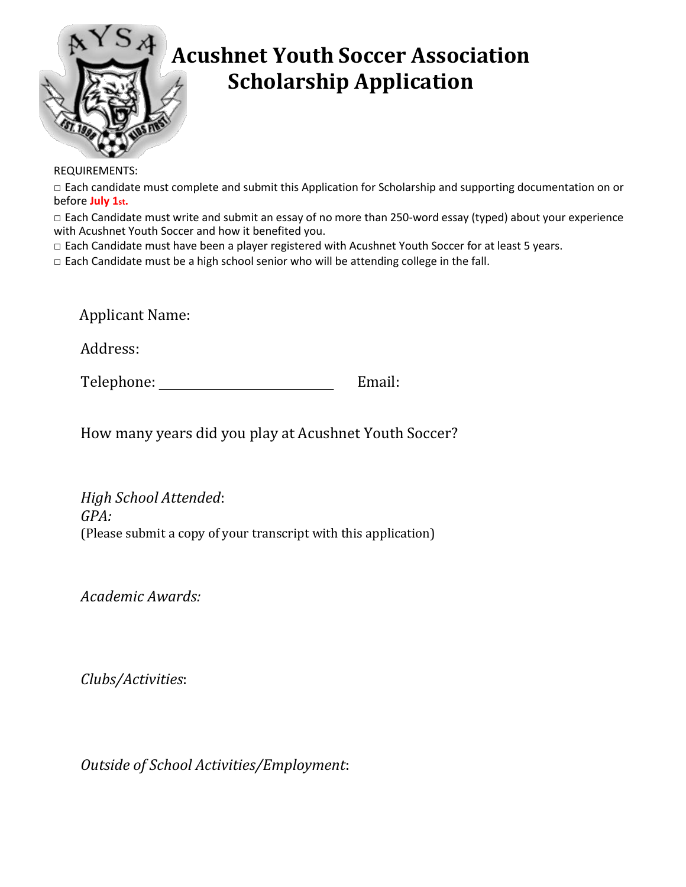# Acushnet Youth Soccer Association Scholarship Application

REQUIREMENTS:

□ Each candidate must complete and submit this Application for Scholarship and supporting documentation on or before **July 1st.**

□ Each Candidate must write and submit an essay of no more than 250-word essay (typed) about your experience with Acushnet Youth Soccer and how it benefited you.

□ Each Candidate must have been a player registered with Acushnet Youth Soccer for at least 5 years.

□ Each Candidate must be a high school senior who will be attending college in the fall.

Applicant Name:

Address:

Telephone: ______________________ Email:

How many years did you play at Acushnet Youth Soccer?

*High School Attended*:

*GPA:*

(Please submit a copy of your transcript with this application)

*Academic Awards:*

*Clubs/Activities*:

*Outside of School Activities/Employment*: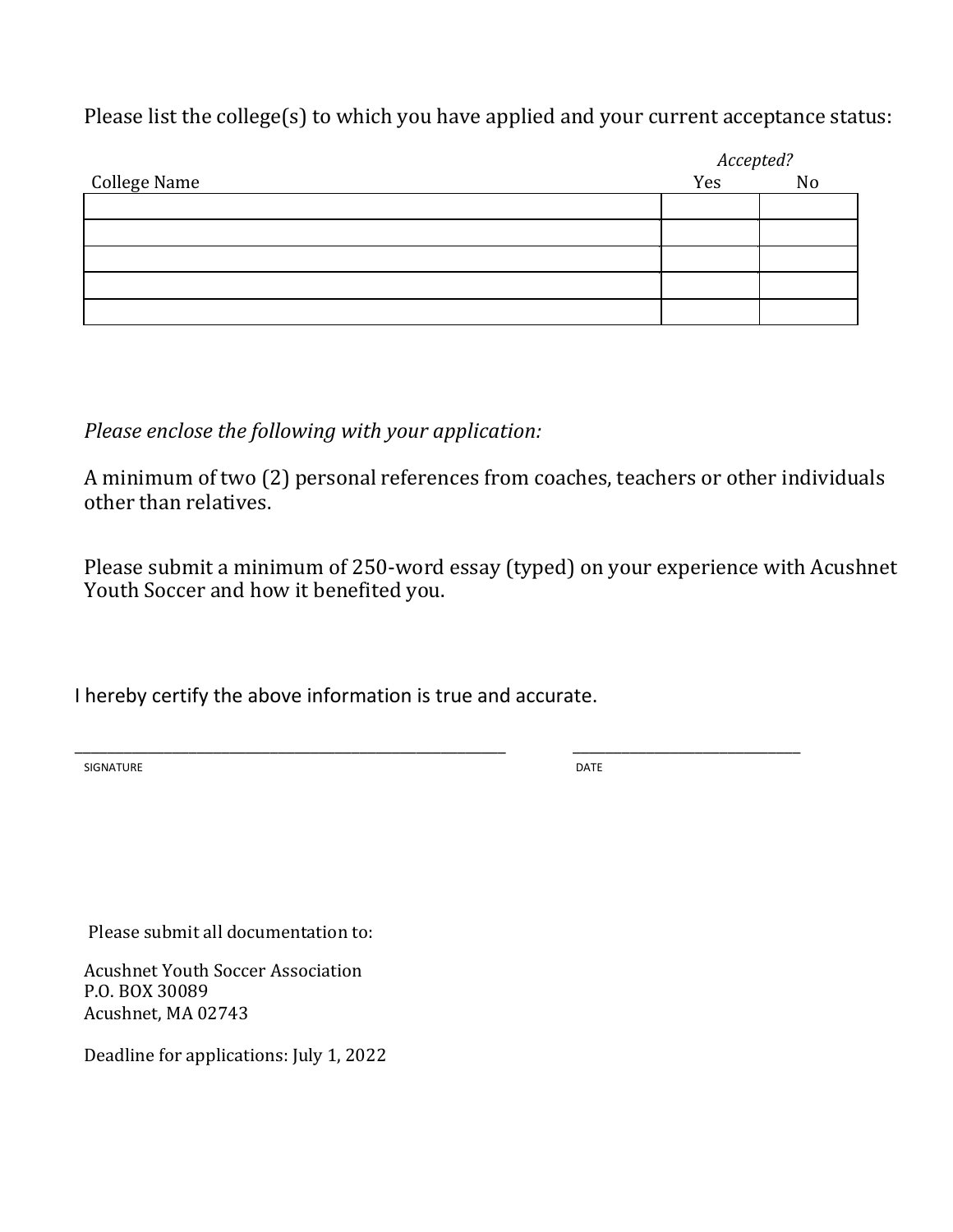Please list the college(s) to which you have applied and your current acceptance status:

| College Name | *Accepted?* Yes | No |
| --- | --- | --- |
| | | |
| | | |
| | | |
| | | |
| | | |

*Please enclose the following with your application:*

A minimum of two (2) personal references from coaches, teachers or other individuals other than relatives.

Please submit a minimum of 250-word essay (typed) on your experience with Acushnet Youth Soccer and how it benefited you.

I hereby certify the above information is true and accurate.

\_\_\_\_\_\_\_\_\_\_\_\_\_\_\_\_\_\_\_\_\_\_\_\_\_\_\_\_\_\_\_\_\_\_\_\_\_\_\_\_ \_\_\_\_\_\_\_\_\_\_\_\_\_\_\_\_\_\_\_\_\_\_\_\_\_

SIGNATURE DATE

Please submit all documentation to:

Acushnet Youth Soccer Association
P.O. BOX 30089
Acushnet, MA 02743

Deadline for applications: July 1, 2022